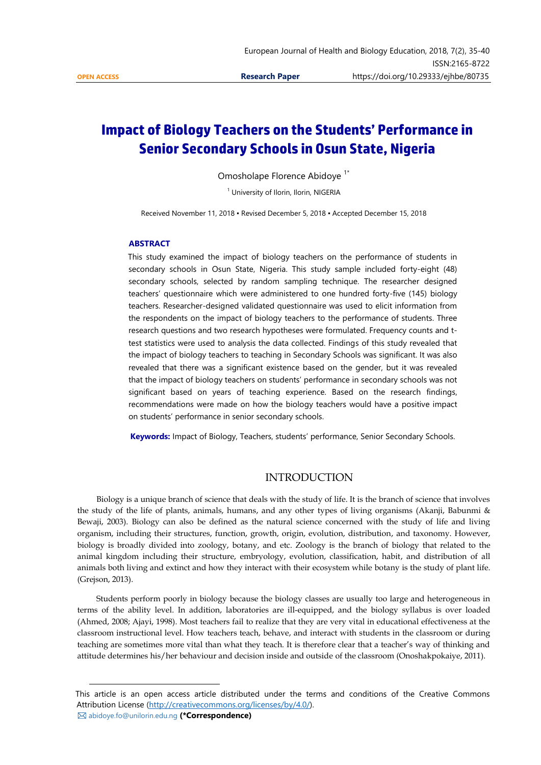# Impact of Biology Teachers on the Students' Performance in Senior Secondary Schools in Osun State, Nigeria

Omosholape Florence Abidoye [1*]

[1] University of Ilorin, Ilorin, NIGERIA

Received November 11, 2018 ▪ Revised December 5, 2018 ▪ Accepted December 15, 2018

## ABSTRACT

This study examined the impact of biology teachers on the performance of students in secondary schools in Osun State, Nigeria. This study sample included forty-eight (48) secondary schools, selected by random sampling technique. The researcher designed teachers' questionnaire which were administered to one hundred forty-five (145) biology teachers. Researcher-designed validated questionnaire was used to elicit information from the respondents on the impact of biology teachers to the performance of students. Three research questions and two research hypotheses were formulated. Frequency counts and t-test statistics were used to analysis the data collected. Findings of this study revealed that the impact of biology teachers to teaching in Secondary Schools was significant. It was also revealed that there was a significant existence based on the gender, but it was revealed that the impact of biology teachers on students' performance in secondary schools was not significant based on years of teaching experience. Based on the research findings, recommendations were made on how the biology teachers would have a positive impact on students' performance in senior secondary schools.

**Keywords:** Impact of Biology, Teachers, students' performance, Senior Secondary Schools.

## INTRODUCTION

Biology is a unique branch of science that deals with the study of life. It is the branch of science that involves the study of the life of plants, animals, humans, and any other types of living organisms (Akanji, Babunmi & Bewaji, 2003). Biology can also be defined as the natural science concerned with the study of life and living organism, including their structures, function, growth, origin, evolution, distribution, and taxonomy. However, biology is broadly divided into zoology, botany, and etc. Zoology is the branch of biology that related to the animal kingdom including their structure, embryology, evolution, classification, habit, and distribution of all animals both living and extinct and how they interact with their ecosystem while botany is the study of plant life. (Grejson, 2013).

Students perform poorly in biology because the biology classes are usually too large and heterogeneous in terms of the ability level. In addition, laboratories are ill-equipped, and the biology syllabus is over loaded (Ahmed, 2008; Ajayi, 1998). Most teachers fail to realize that they are very vital in educational effectiveness at the classroom instructional level. How teachers teach, behave, and interact with students in the classroom or during teaching are sometimes more vital than what they teach. It is therefore clear that a teacher's way of thinking and attitude determines his/her behaviour and decision inside and outside of the classroom (Onoshakpokaiye, 2011).

This article is an open access article distributed under the terms and conditions of the Creative Commons Attribution License (http://creativecommons.org/licenses/by/4.0/).

abidoye.fo@unilorin.edu.ng **(*Correspondence)**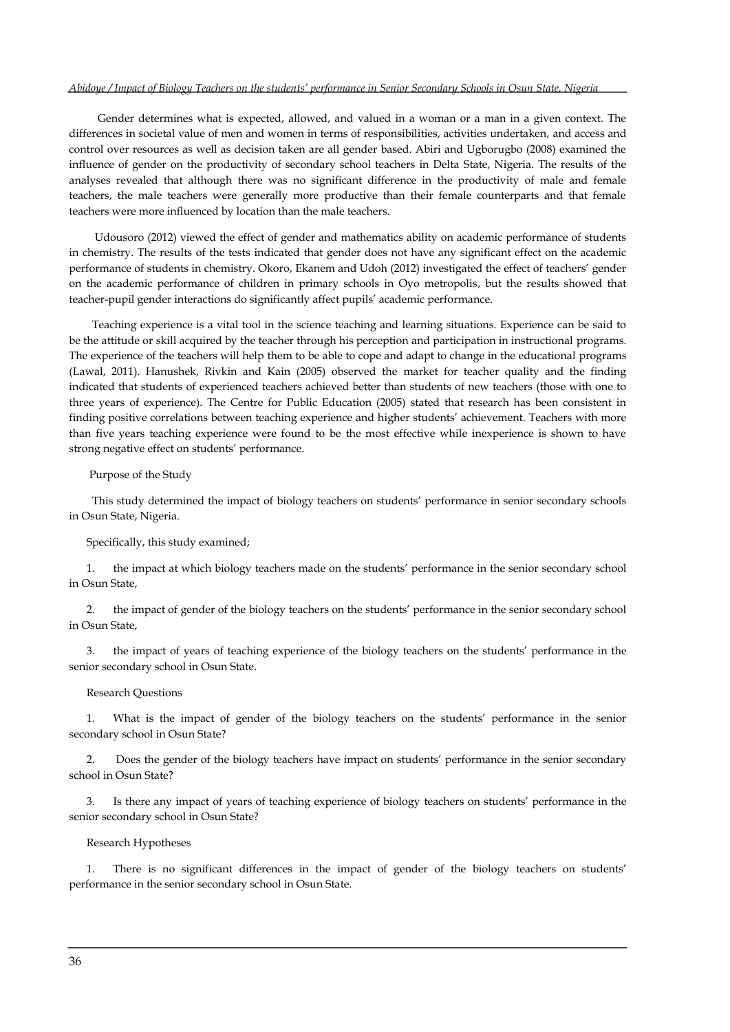Gender determines what is expected, allowed, and valued in a woman or a man in a given context. The differences in societal value of men and women in terms of responsibilities, activities undertaken, and access and control over resources as well as decision taken are all gender based. Abiri and Ugborugbo (2008) examined the influence of gender on the productivity of secondary school teachers in Delta State, Nigeria. The results of the analyses revealed that although there was no significant difference in the productivity of male and female teachers, the male teachers were generally more productive than their female counterparts and that female teachers were more influenced by location than the male teachers.

Udousoro (2012) viewed the effect of gender and mathematics ability on academic performance of students in chemistry. The results of the tests indicated that gender does not have any significant effect on the academic performance of students in chemistry. Okoro, Ekanem and Udoh (2012) investigated the effect of teachers' gender on the academic performance of children in primary schools in Oyo metropolis, but the results showed that teacher-pupil gender interactions do significantly affect pupils' academic performance.

Teaching experience is a vital tool in the science teaching and learning situations. Experience can be said to be the attitude or skill acquired by the teacher through his perception and participation in instructional programs. The experience of the teachers will help them to be able to cope and adapt to change in the educational programs (Lawal, 2011). Hanushek, Rivkin and Kain (2005) observed the market for teacher quality and the finding indicated that students of experienced teachers achieved better than students of new teachers (those with one to three years of experience). The Centre for Public Education (2005) stated that research has been consistent in finding positive correlations between teaching experience and higher students' achievement. Teachers with more than five years teaching experience were found to be the most effective while inexperience is shown to have strong negative effect on students' performance.

## Purpose of the Study

This study determined the impact of biology teachers on students' performance in senior secondary schools in Osun State, Nigeria.

Specifically, this study examined;

1. the impact at which biology teachers made on the students' performance in the senior secondary school in Osun State,
2. the impact of gender of the biology teachers on the students' performance in the senior secondary school in Osun State,
3. the impact of years of teaching experience of the biology teachers on the students' performance in the senior secondary school in Osun State.

## Research Questions

1. What is the impact of gender of the biology teachers on the students' performance in the senior secondary school in Osun State?
2. Does the gender of the biology teachers have impact on students' performance in the senior secondary school in Osun State?
3. Is there any impact of years of teaching experience of biology teachers on students' performance in the senior secondary school in Osun State?

## Research Hypotheses

1. There is no significant differences in the impact of gender of the biology teachers on students' performance in the senior secondary school in Osun State.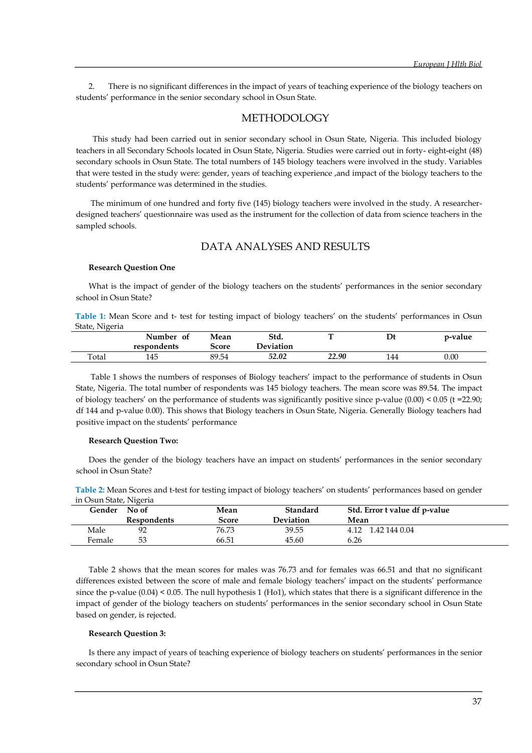2. There is no significant differences in the impact of years of teaching experience of the biology teachers on students' performance in the senior secondary school in Osun State.

## METHODOLOGY

This study had been carried out in senior secondary school in Osun State, Nigeria. This included biology teachers in all Secondary Schools located in Osun State, Nigeria. Studies were carried out in forty- eight-eight (48) secondary schools in Osun State. The total numbers of 145 biology teachers were involved in the study. Variables that were tested in the study were: gender, years of teaching experience ,and impact of the biology teachers to the students' performance was determined in the studies.

The minimum of one hundred and forty five (145) biology teachers were involved in the study. A researcher-designed teachers' questionnaire was used as the instrument for the collection of data from science teachers in the sampled schools.

## DATA ANALYSES AND RESULTS

**Research Question One**

What is the impact of gender of the biology teachers on the students' performances in the senior secondary school in Osun State?

**Table 1:** Mean Score and t- test for testing impact of biology teachers' on the students' performances in Osun State, Nigeria

| | Number of respondents | Mean Score | Std. Deviation | T | Dt | p-value |
|---|---|---|---|---|---|---|
| Total | 145 | 89.54 | *52.02* | *22.90* | 144 | 0.00 |

Table 1 shows the numbers of responses of Biology teachers' impact to the performance of students in Osun State, Nigeria. The total number of respondents was 145 biology teachers. The mean score was 89.54. The impact of biology teachers' on the performance of students was significantly positive since p-value (0.00) < 0.05 (t =22.90; df 144 and p-value 0.00). This shows that Biology teachers in Osun State, Nigeria. Generally Biology teachers had positive impact on the students' performance

**Research Question Two:**

Does the gender of the biology teachers have an impact on students' performances in the senior secondary school in Osun State?

**Table 2:** Mean Scores and t-test for testing impact of biology teachers' on students' performances based on gender in Osun State, Nigeria

| Gender | No of Respondents | Mean Score | Standard Deviation | Std. Error t value df p-value Mean |
|---|---|---|---|---|
| Male | 92 | 76.73 | 39.55 | 4.12 1.42 144 0.04 |
| Female | 53 | 66.51 | 45.60 | 6.26 |

Table 2 shows that the mean scores for males was 76.73 and for females was 66.51 and that no significant differences existed between the score of male and female biology teachers' impact on the students' performance since the p-value (0.04) < 0.05. The null hypothesis 1 (Ho1), which states that there is a significant difference in the impact of gender of the biology teachers on students' performances in the senior secondary school in Osun State based on gender, is rejected.

**Research Question 3:**

Is there any impact of years of teaching experience of biology teachers on students' performances in the senior secondary school in Osun State?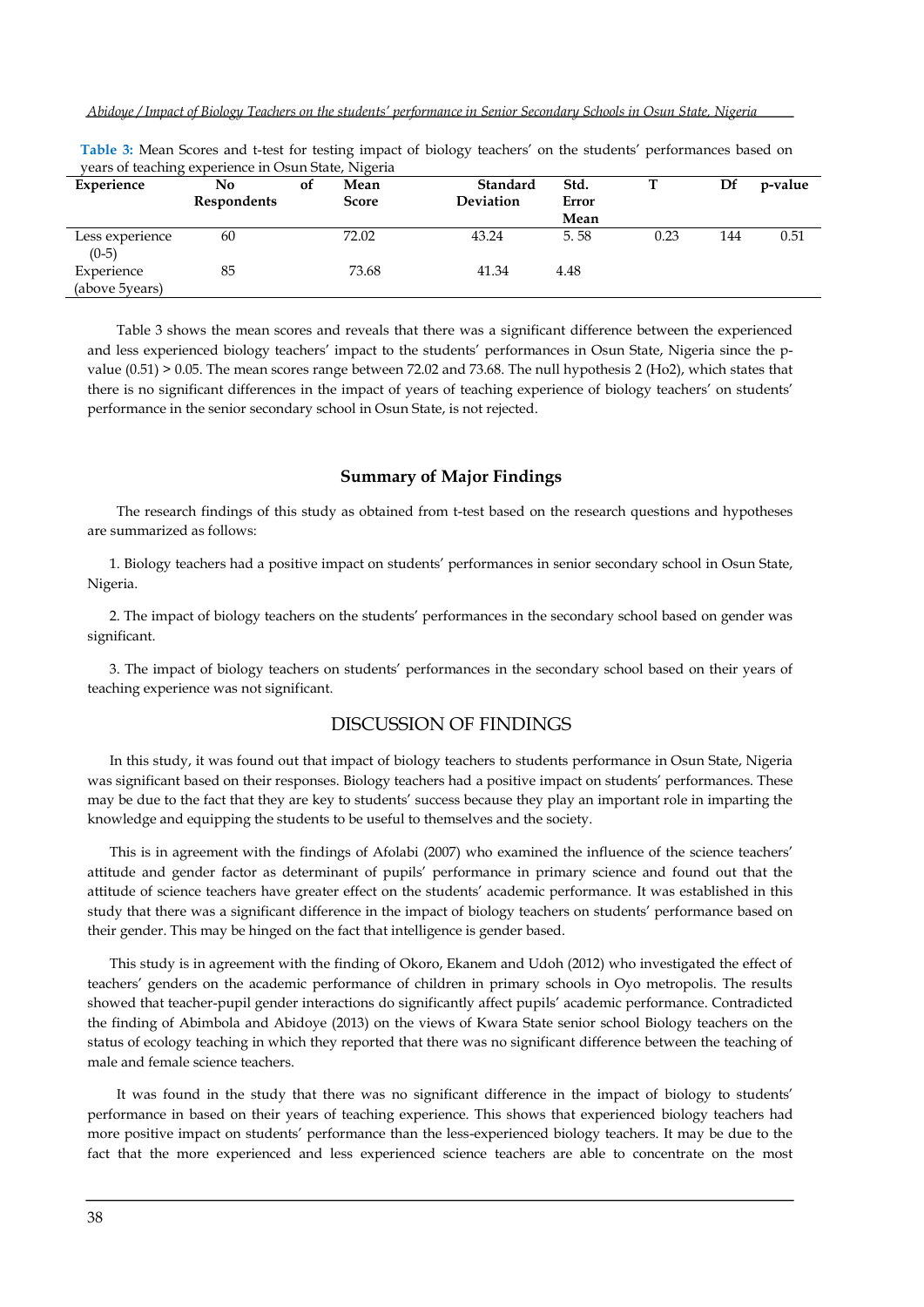**Table 3:** Mean Scores and t-test for testing impact of biology teachers' on the students' performances based on years of teaching experience in Osun State, Nigeria

| Experience | No of Respondents | Mean Score | Standard Deviation | Std. Error Mean | T | Df | p-value |
|---|---|---|---|---|---|---|---|
| Less experience (0-5) | 60 | 72.02 | 43.24 | 5. 58 | 0.23 | 144 | 0.51 |
| Experience (above 5years) | 85 | 73.68 | 41.34 | 4.48 | | | |

Table 3 shows the mean scores and reveals that there was a significant difference between the experienced and less experienced biology teachers' impact to the students' performances in Osun State, Nigeria since the p-value (0.51) > 0.05. The mean scores range between 72.02 and 73.68. The null hypothesis 2 (Ho2), which states that there is no significant differences in the impact of years of teaching experience of biology teachers' on students' performance in the senior secondary school in Osun State, is not rejected.

### Summary of Major Findings

The research findings of this study as obtained from t-test based on the research questions and hypotheses are summarized as follows:

1. Biology teachers had a positive impact on students' performances in senior secondary school in Osun State, Nigeria.

2. The impact of biology teachers on the students' performances in the secondary school based on gender was significant.

3. The impact of biology teachers on students' performances in the secondary school based on their years of teaching experience was not significant.

## DISCUSSION OF FINDINGS

In this study, it was found out that impact of biology teachers to students performance in Osun State, Nigeria was significant based on their responses. Biology teachers had a positive impact on students' performances. These may be due to the fact that they are key to students' success because they play an important role in imparting the knowledge and equipping the students to be useful to themselves and the society.

This is in agreement with the findings of Afolabi (2007) who examined the influence of the science teachers' attitude and gender factor as determinant of pupils' performance in primary science and found out that the attitude of science teachers have greater effect on the students' academic performance. It was established in this study that there was a significant difference in the impact of biology teachers on students' performance based on their gender. This may be hinged on the fact that intelligence is gender based.

This study is in agreement with the finding of Okoro, Ekanem and Udoh (2012) who investigated the effect of teachers' genders on the academic performance of children in primary schools in Oyo metropolis. The results showed that teacher-pupil gender interactions do significantly affect pupils' academic performance. Contradicted the finding of Abimbola and Abidoye (2013) on the views of Kwara State senior school Biology teachers on the status of ecology teaching in which they reported that there was no significant difference between the teaching of male and female science teachers.

It was found in the study that there was no significant difference in the impact of biology to students' performance in based on their years of teaching experience. This shows that experienced biology teachers had more positive impact on students' performance than the less-experienced biology teachers. It may be due to the fact that the more experienced and less experienced science teachers are able to concentrate on the most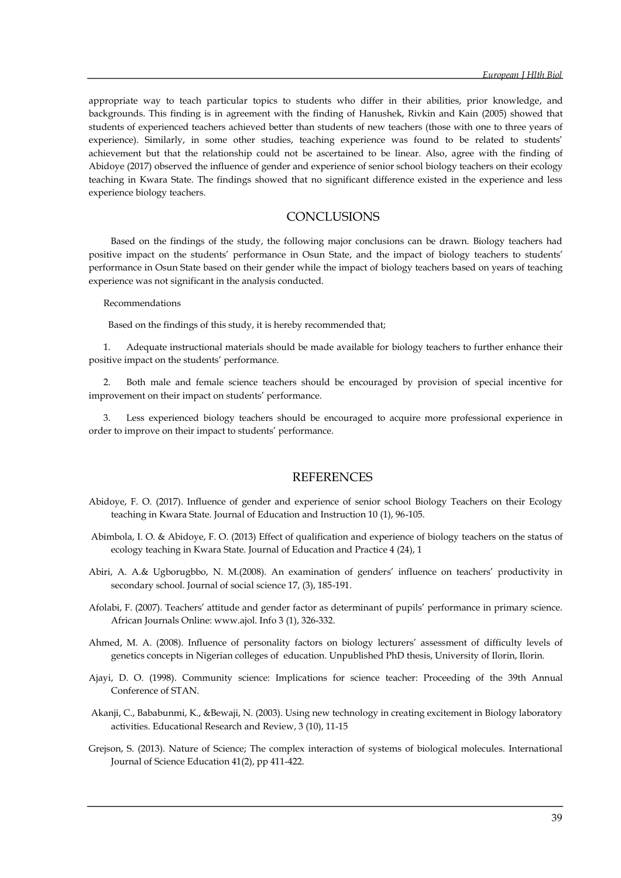appropriate way to teach particular topics to students who differ in their abilities, prior knowledge, and backgrounds. This finding is in agreement with the finding of Hanushek, Rivkin and Kain (2005) showed that students of experienced teachers achieved better than students of new teachers (those with one to three years of experience). Similarly, in some other studies, teaching experience was found to be related to students' achievement but that the relationship could not be ascertained to be linear. Also, agree with the finding of Abidoye (2017) observed the influence of gender and experience of senior school biology teachers on their ecology teaching in Kwara State. The findings showed that no significant difference existed in the experience and less experience biology teachers.

## CONCLUSIONS

Based on the findings of the study, the following major conclusions can be drawn. Biology teachers had positive impact on the students' performance in Osun State, and the impact of biology teachers to students' performance in Osun State based on their gender while the impact of biology teachers based on years of teaching experience was not significant in the analysis conducted.

### Recommendations

Based on the findings of this study, it is hereby recommended that;

1. Adequate instructional materials should be made available for biology teachers to further enhance their positive impact on the students' performance.

2. Both male and female science teachers should be encouraged by provision of special incentive for improvement on their impact on students' performance.

3. Less experienced biology teachers should be encouraged to acquire more professional experience in order to improve on their impact to students' performance.

## REFERENCES

Abidoye, F. O. (2017). Influence of gender and experience of senior school Biology Teachers on their Ecology teaching in Kwara State. Journal of Education and Instruction 10 (1), 96-105.

Abimbola, I. O. & Abidoye, F. O. (2013) Effect of qualification and experience of biology teachers on the status of ecology teaching in Kwara State. Journal of Education and Practice 4 (24), 1

Abiri, A. A.& Ugborugbbo, N. M.(2008). An examination of genders' influence on teachers' productivity in secondary school. Journal of social science 17, (3), 185-191.

Afolabi, F. (2007). Teachers' attitude and gender factor as determinant of pupils' performance in primary science. African Journals Online: www.ajol. Info 3 (1), 326-332.

Ahmed, M. A. (2008). Influence of personality factors on biology lecturers' assessment of difficulty levels of genetics concepts in Nigerian colleges of education. Unpublished PhD thesis, University of Ilorin, Ilorin.

Ajayi, D. O. (1998). Community science: Implications for science teacher: Proceeding of the 39th Annual Conference of STAN.

Akanji, C., Bababunmi, K., &Bewaji, N. (2003). Using new technology in creating excitement in Biology laboratory activities. Educational Research and Review, 3 (10), 11-15

Grejson, S. (2013). Nature of Science; The complex interaction of systems of biological molecules. International Journal of Science Education 41(2), pp 411-422.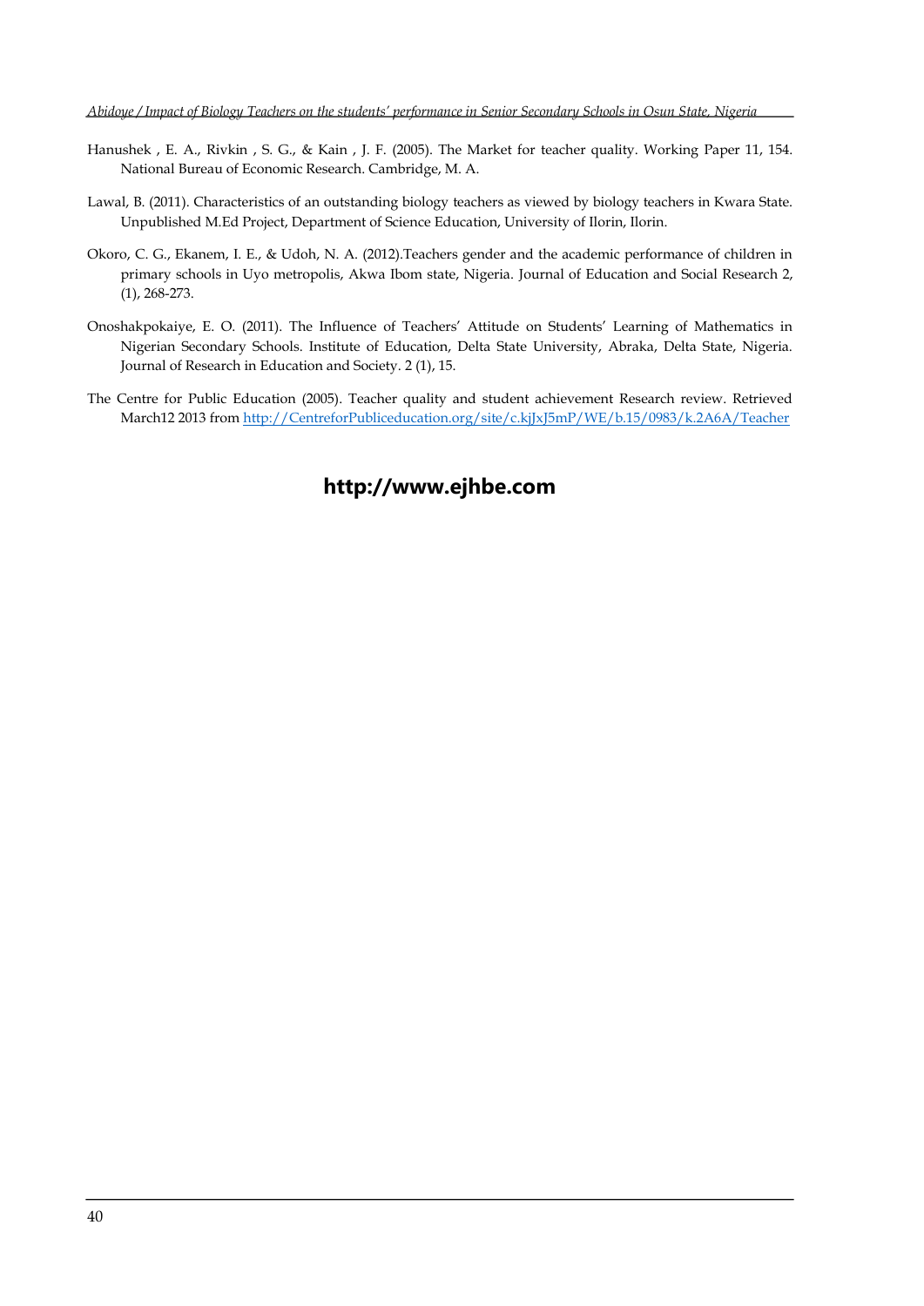Hanushek , E. A., Rivkin , S. G., & Kain , J. F. (2005). The Market for teacher quality. Working Paper 11, 154. National Bureau of Economic Research. Cambridge, M. A.

Lawal, B. (2011). Characteristics of an outstanding biology teachers as viewed by biology teachers in Kwara State. Unpublished M.Ed Project, Department of Science Education, University of Ilorin, Ilorin.

Okoro, C. G., Ekanem, I. E., & Udoh, N. A. (2012).Teachers gender and the academic performance of children in primary schools in Uyo metropolis, Akwa Ibom state, Nigeria. Journal of Education and Social Research 2, (1), 268-273.

Onoshakpokaiye, E. O. (2011). The Influence of Teachers' Attitude on Students' Learning of Mathematics in Nigerian Secondary Schools. Institute of Education, Delta State University, Abraka, Delta State, Nigeria. Journal of Research in Education and Society. 2 (1), 15.

The Centre for Public Education (2005). Teacher quality and student achievement Research review. Retrieved March12 2013 from [http://CentreforPubliceducation.org/site/c.kjJxJ5mP/WE/b.15/0983/k.2A6A/Teacher](http://CentreforPubliceducation.org/site/c.kjJxJ5mP/WE/b.15/0983/k.2A6A/Teacher)

**http://www.ejhbe.com**